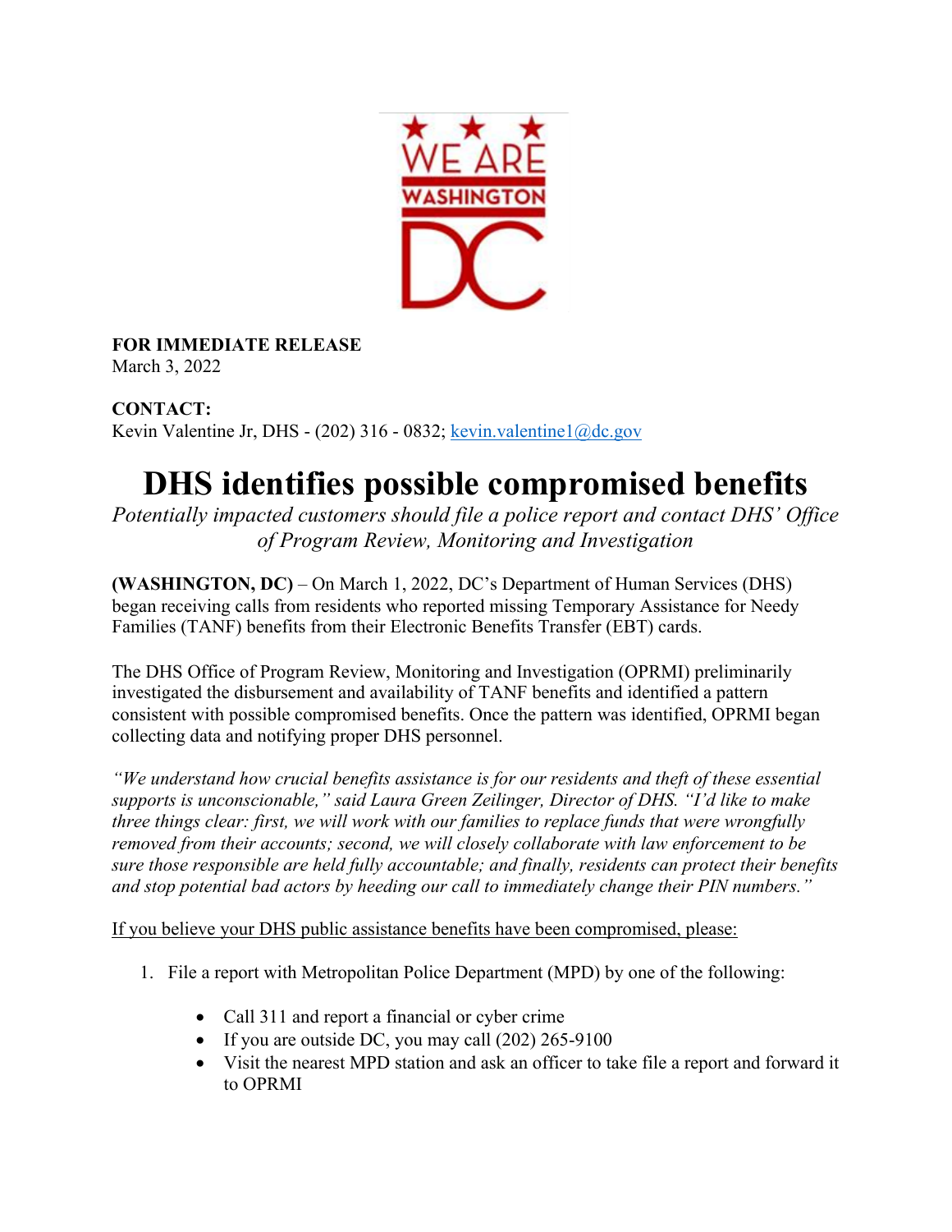**FOR IMMEDIATE RELEASE**
March 3, 2022

**CONTACT:**
Kevin Valentine Jr, DHS - (202) 316 - 0832; kevin.valentine1@dc.gov

# DHS identifies possible compromised benefits

*Potentially impacted customers should file a police report and contact DHS' Office of Program Review, Monitoring and Investigation*

**(WASHINGTON, DC)** – On March 1, 2022, DC's Department of Human Services (DHS) began receiving calls from residents who reported missing Temporary Assistance for Needy Families (TANF) benefits from their Electronic Benefits Transfer (EBT) cards.

The DHS Office of Program Review, Monitoring and Investigation (OPRMI) preliminarily investigated the disbursement and availability of TANF benefits and identified a pattern consistent with possible compromised benefits. Once the pattern was identified, OPRMI began collecting data and notifying proper DHS personnel.

*"We understand how crucial benefits assistance is for our residents and theft of these essential supports is unconscionable," said Laura Green Zeilinger, Director of DHS. "I'd like to make three things clear: first, we will work with our families to replace funds that were wrongfully removed from their accounts; second, we will closely collaborate with law enforcement to be sure those responsible are held fully accountable; and finally, residents can protect their benefits and stop potential bad actors by heeding our call to immediately change their PIN numbers."*

<u>If you believe your DHS public assistance benefits have been compromised, please:</u>

1. File a report with Metropolitan Police Department (MPD) by one of the following:
   - Call 311 and report a financial or cyber crime
   - If you are outside DC, you may call (202) 265-9100
   - Visit the nearest MPD station and ask an officer to take file a report and forward it to OPRMI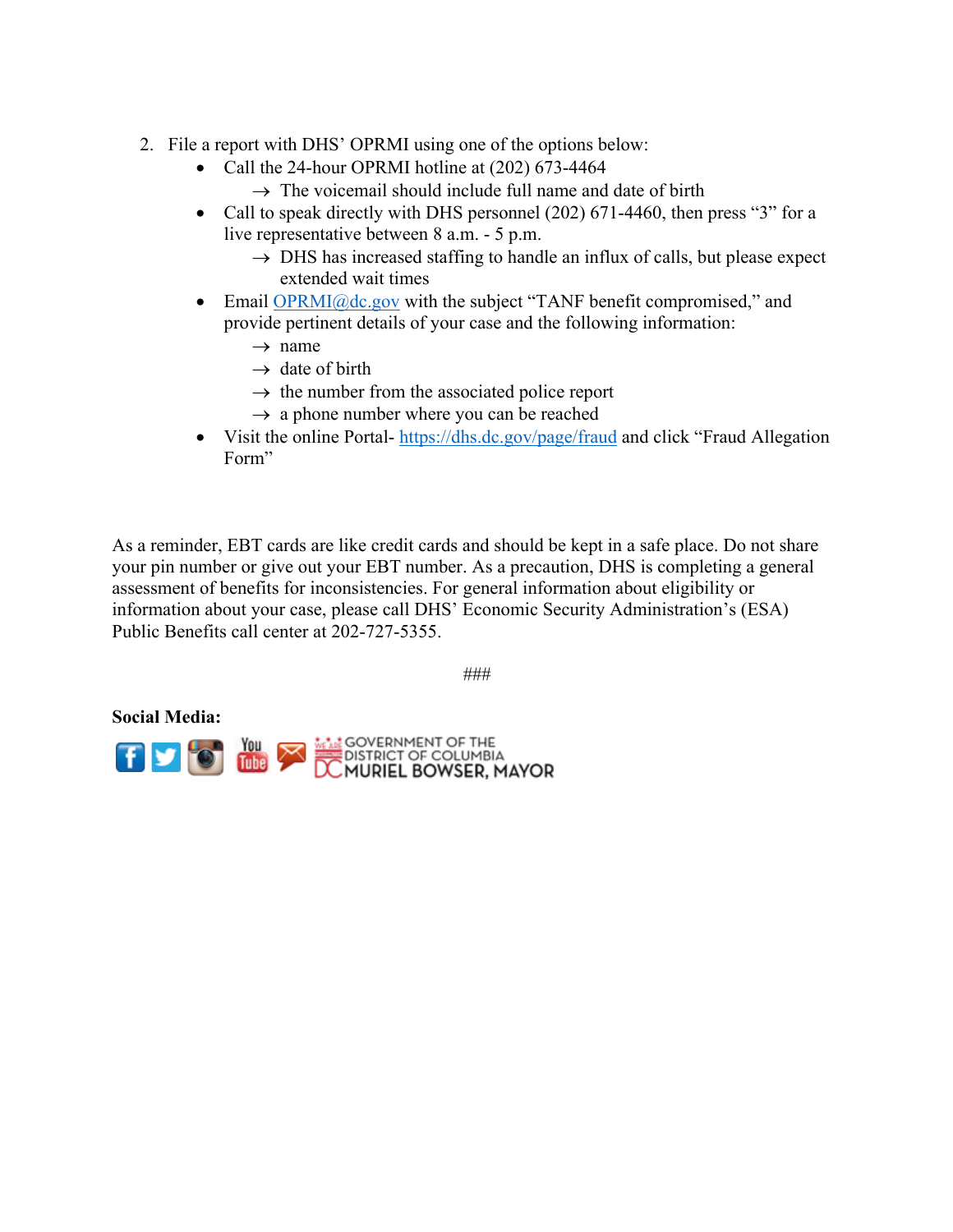2. File a report with DHS' OPRMI using one of the options below:
   - Call the 24-hour OPRMI hotline at (202) 673-4464
     - → The voicemail should include full name and date of birth
   - Call to speak directly with DHS personnel (202) 671-4460, then press "3" for a live representative between 8 a.m. - 5 p.m.
     - → DHS has increased staffing to handle an influx of calls, but please expect extended wait times
   - Email OPRMI@dc.gov with the subject "TANF benefit compromised," and provide pertinent details of your case and the following information:
     - → name
     - → date of birth
     - → the number from the associated police report
     - → a phone number where you can be reached
   - Visit the online Portal- https://dhs.dc.gov/page/fraud and click "Fraud Allegation Form"

As a reminder, EBT cards are like credit cards and should be kept in a safe place. Do not share your pin number or give out your EBT number. As a precaution, DHS is completing a general assessment of benefits for inconsistencies. For general information about eligibility or information about your case, please call DHS' Economic Security Administration's (ESA) Public Benefits call center at 202-727-5355.

###

**Social Media:**

GOVERNMENT OF THE DISTRICT OF COLUMBIA
DC MURIEL BOWSER, MAYOR